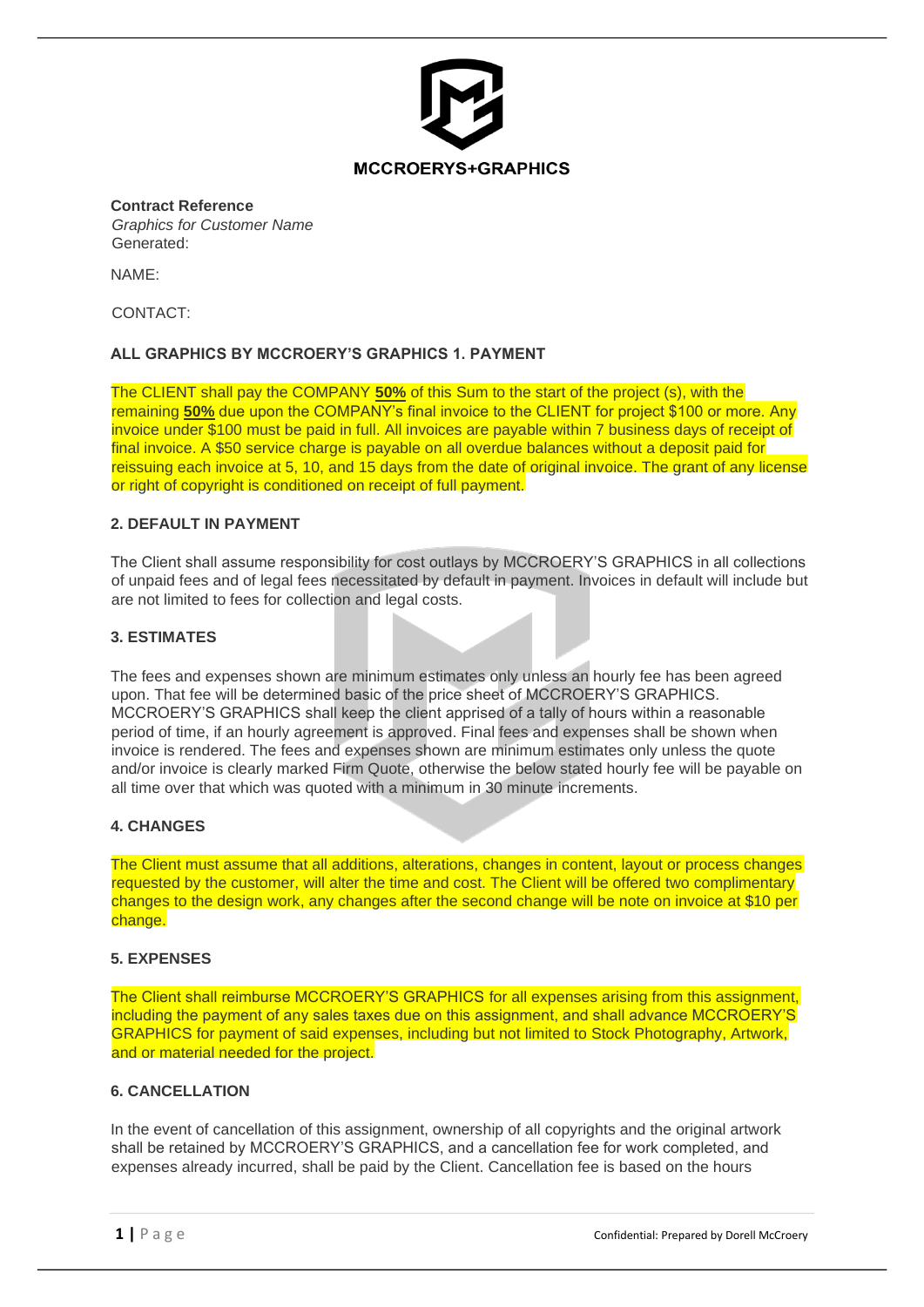**MCCROERYS+GRAPHICS**

**Contract Reference**
*Graphics for Customer Name*
Generated:

NAME:

CONTACT:

**ALL GRAPHICS BY MCCROERY'S GRAPHICS 1. PAYMENT**

The CLIENT shall pay the COMPANY **50%** of this Sum to the start of the project (s), with the remaining **50%** due upon the COMPANY's final invoice to the CLIENT for project $100 or more. Any invoice under $100 must be paid in full. All invoices are payable within 7 business days of receipt of final invoice. A $50 service charge is payable on all overdue balances without a deposit paid for reissuing each invoice at 5, 10, and 15 days from the date of original invoice. The grant of any license or right of copyright is conditioned on receipt of full payment.

**2. DEFAULT IN PAYMENT**

The Client shall assume responsibility for cost outlays by MCCROERY'S GRAPHICS in all collections of unpaid fees and of legal fees necessitated by default in payment. Invoices in default will include but are not limited to fees for collection and legal costs.

**3. ESTIMATES**

The fees and expenses shown are minimum estimates only unless an hourly fee has been agreed upon. That fee will be determined basic of the price sheet of MCCROERY'S GRAPHICS. MCCROERY'S GRAPHICS shall keep the client apprised of a tally of hours within a reasonable period of time, if an hourly agreement is approved. Final fees and expenses shall be shown when invoice is rendered. The fees and expenses shown are minimum estimates only unless the quote and/or invoice is clearly marked Firm Quote, otherwise the below stated hourly fee will be payable on all time over that which was quoted with a minimum in 30 minute increments.

**4. CHANGES**

The Client must assume that all additions, alterations, changes in content, layout or process changes requested by the customer, will alter the time and cost. The Client will be offered two complimentary changes to the design work, any changes after the second change will be note on invoice at $10 per change.

**5. EXPENSES**

The Client shall reimburse MCCROERY'S GRAPHICS for all expenses arising from this assignment, including the payment of any sales taxes due on this assignment, and shall advance MCCROERY'S GRAPHICS for payment of said expenses, including but not limited to Stock Photography, Artwork, and or material needed for the project.

**6. CANCELLATION**

In the event of cancellation of this assignment, ownership of all copyrights and the original artwork shall be retained by MCCROERY'S GRAPHICS, and a cancellation fee for work completed, and expenses already incurred, shall be paid by the Client. Cancellation fee is based on the hours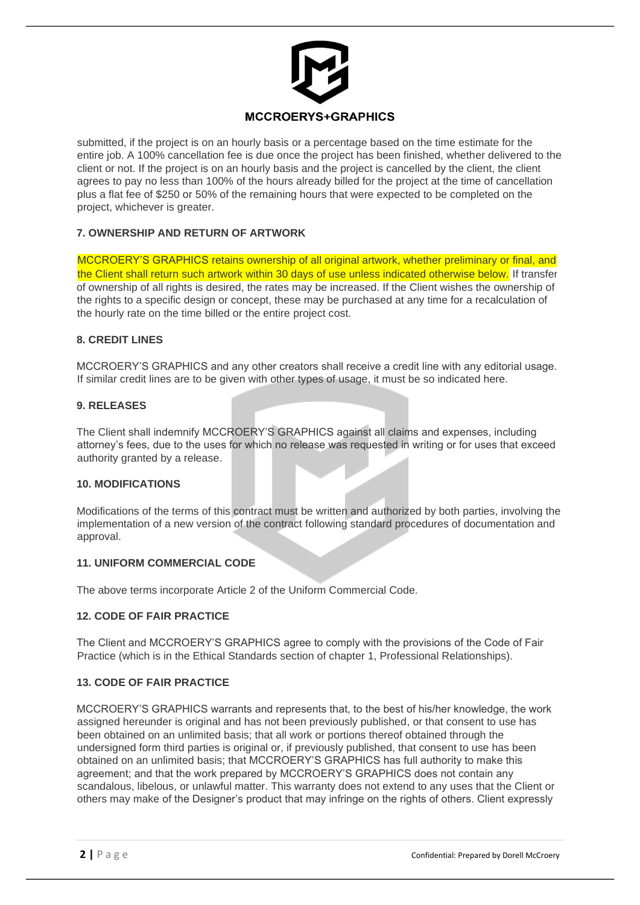submitted, if the project is on an hourly basis or a percentage based on the time estimate for the entire job. A 100% cancellation fee is due once the project has been finished, whether delivered to the client or not. If the project is on an hourly basis and the project is cancelled by the client, the client agrees to pay no less than 100% of the hours already billed for the project at the time of cancellation plus a flat fee of $250 or 50% of the remaining hours that were expected to be completed on the project, whichever is greater.

**7. OWNERSHIP AND RETURN OF ARTWORK**

MCCROERY'S GRAPHICS retains ownership of all original artwork, whether preliminary or final, and the Client shall return such artwork within 30 days of use unless indicated otherwise below. If transfer of ownership of all rights is desired, the rates may be increased. If the Client wishes the ownership of the rights to a specific design or concept, these may be purchased at any time for a recalculation of the hourly rate on the time billed or the entire project cost.

**8. CREDIT LINES**

MCCROERY'S GRAPHICS and any other creators shall receive a credit line with any editorial usage. If similar credit lines are to be given with other types of usage, it must be so indicated here.

**9. RELEASES**

The Client shall indemnify MCCROERY'S GRAPHICS against all claims and expenses, including attorney's fees, due to the uses for which no release was requested in writing or for uses that exceed authority granted by a release.

**10. MODIFICATIONS**

Modifications of the terms of this contract must be written and authorized by both parties, involving the implementation of a new version of the contract following standard procedures of documentation and approval.

**11. UNIFORM COMMERCIAL CODE**

The above terms incorporate Article 2 of the Uniform Commercial Code.

**12. CODE OF FAIR PRACTICE**

The Client and MCCROERY'S GRAPHICS agree to comply with the provisions of the Code of Fair Practice (which is in the Ethical Standards section of chapter 1, Professional Relationships).

**13. CODE OF FAIR PRACTICE**

MCCROERY'S GRAPHICS warrants and represents that, to the best of his/her knowledge, the work assigned hereunder is original and has not been previously published, or that consent to use has been obtained on an unlimited basis; that all work or portions thereof obtained through the undersigned form third parties is original or, if previously published, that consent to use has been obtained on an unlimited basis; that MCCROERY'S GRAPHICS has full authority to make this agreement; and that the work prepared by MCCROERY'S GRAPHICS does not contain any scandalous, libelous, or unlawful matter. This warranty does not extend to any uses that the Client or others may make of the Designer's product that may infringe on the rights of others. Client expressly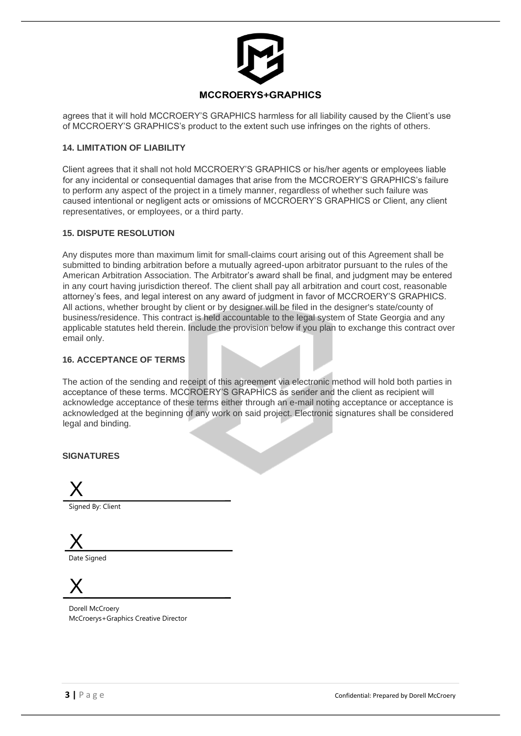agrees that it will hold MCCROERY'S GRAPHICS harmless for all liability caused by the Client's use of MCCROERY'S GRAPHICS's product to the extent such use infringes on the rights of others.

### 14. LIMITATION OF LIABILITY

Client agrees that it shall not hold MCCROERY'S GRAPHICS or his/her agents or employees liable for any incidental or consequential damages that arise from the MCCROERY'S GRAPHICS's failure to perform any aspect of the project in a timely manner, regardless of whether such failure was caused intentional or negligent acts or omissions of MCCROERY'S GRAPHICS or Client, any client representatives, or employees, or a third party.

### 15. DISPUTE RESOLUTION

Any disputes more than maximum limit for small-claims court arising out of this Agreement shall be submitted to binding arbitration before a mutually agreed-upon arbitrator pursuant to the rules of the American Arbitration Association. The Arbitrator's award shall be final, and judgment may be entered in any court having jurisdiction thereof. The client shall pay all arbitration and court cost, reasonable attorney's fees, and legal interest on any award of judgment in favor of MCCROERY'S GRAPHICS. All actions, whether brought by client or by designer will be filed in the designer's state/county of business/residence. This contract is held accountable to the legal system of State Georgia and any applicable statutes held therein. Include the provision below if you plan to exchange this contract over email only.

### 16. ACCEPTANCE OF TERMS

The action of the sending and receipt of this agreement via electronic method will hold both parties in acceptance of these terms. MCCROERY'S GRAPHICS as sender and the client as recipient will acknowledge acceptance of these terms either through an e-mail noting acceptance or acceptance is acknowledged at the beginning of any work on said project. Electronic signatures shall be considered legal and binding.

### SIGNATURES

X ______________________________

Signed By: Client

X ______________________________

Date Signed

X ______________________________

Dorell McCroery
McCroerys+Graphics Creative Director